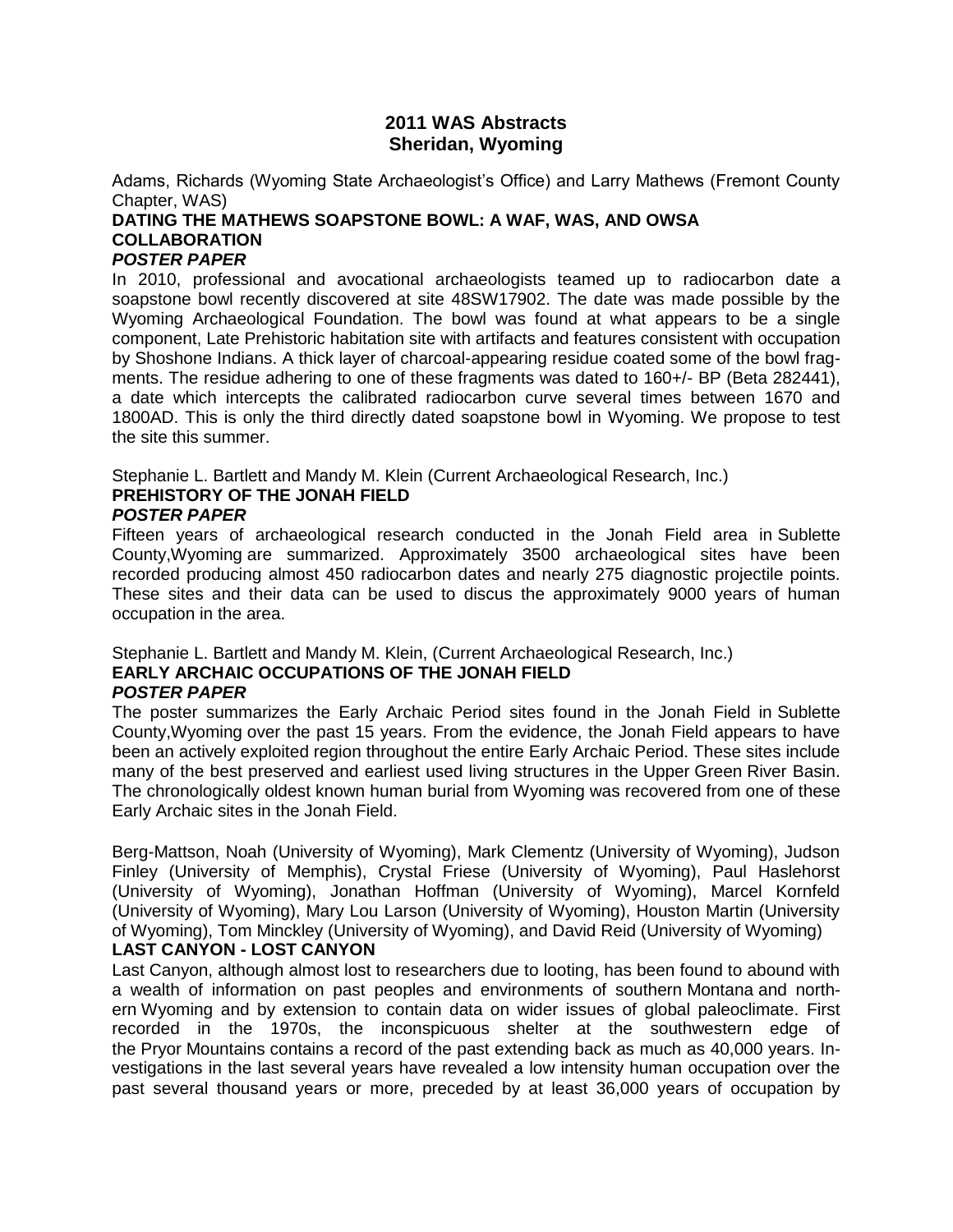# 2011 WAS Abstracts
## Sheridan, Wyoming

Adams, Richards (Wyoming State Archaeologist's Office) and Larry Mathews (Fremont County Chapter, WAS)

**DATING THE MATHEWS SOAPSTONE BOWL: A WAF, WAS, AND OWSA COLLABORATION**

***POSTER PAPER***

In 2010, professional and avocational archaeologists teamed up to radiocarbon date a soapstone bowl recently discovered at site 48SW17902. The date was made possible by the Wyoming Archaeological Foundation. The bowl was found at what appears to be a single component, Late Prehistoric habitation site with artifacts and features consistent with occupation by Shoshone Indians. A thick layer of charcoal-appearing residue coated some of the bowl fragments. The residue adhering to one of these fragments was dated to 160+/- BP (Beta 282441), a date which intercepts the calibrated radiocarbon curve several times between 1670 and 1800AD. This is only the third directly dated soapstone bowl in Wyoming. We propose to test the site this summer.

Stephanie L. Bartlett and Mandy M. Klein (Current Archaeological Research, Inc.)

**PREHISTORY OF THE JONAH FIELD**

***POSTER PAPER***

Fifteen years of archaeological research conducted in the Jonah Field area in Sublette County,Wyoming are summarized. Approximately 3500 archaeological sites have been recorded producing almost 450 radiocarbon dates and nearly 275 diagnostic projectile points. These sites and their data can be used to discus the approximately 9000 years of human occupation in the area.

Stephanie L. Bartlett and Mandy M. Klein, (Current Archaeological Research, Inc.)

**EARLY ARCHAIC OCCUPATIONS OF THE JONAH FIELD**

***POSTER PAPER***

The poster summarizes the Early Archaic Period sites found in the Jonah Field in Sublette County,Wyoming over the past 15 years. From the evidence, the Jonah Field appears to have been an actively exploited region throughout the entire Early Archaic Period. These sites include many of the best preserved and earliest used living structures in the Upper Green River Basin. The chronologically oldest known human burial from Wyoming was recovered from one of these Early Archaic sites in the Jonah Field.

Berg-Mattson, Noah (University of Wyoming), Mark Clementz (University of Wyoming), Judson Finley (University of Memphis), Crystal Friese (University of Wyoming), Paul Haslehorst (University of Wyoming), Jonathan Hoffman (University of Wyoming), Marcel Kornfeld (University of Wyoming), Mary Lou Larson (University of Wyoming), Houston Martin (University of Wyoming), Tom Minckley (University of Wyoming), and David Reid (University of Wyoming)

**LAST CANYON - LOST CANYON**

Last Canyon, although almost lost to researchers due to looting, has been found to abound with a wealth of information on past peoples and environments of southern Montana and northern Wyoming and by extension to contain data on wider issues of global paleoclimate. First recorded in the 1970s, the inconspicuous shelter at the southwestern edge of the Pryor Mountains contains a record of the past extending back as much as 40,000 years. Investigations in the last several years have revealed a low intensity human occupation over the past several thousand years or more, preceded by at least 36,000 years of occupation by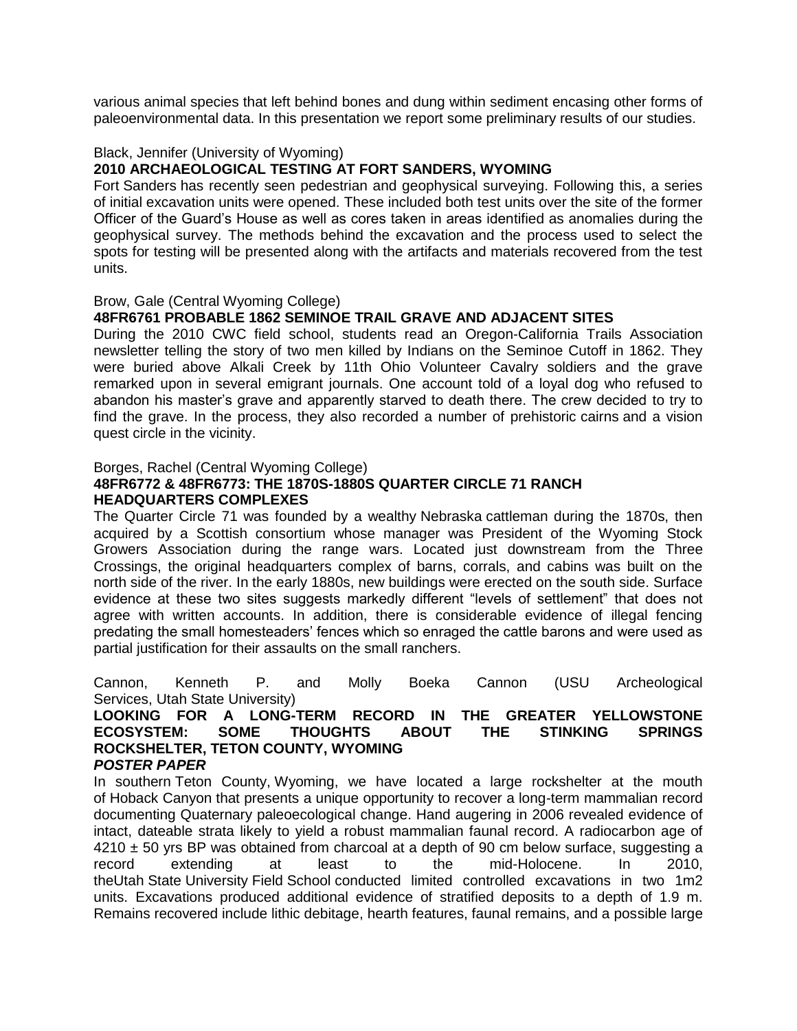various animal species that left behind bones and dung within sediment encasing other forms of paleoenvironmental data. In this presentation we report some preliminary results of our studies.

Black, Jennifer (University of Wyoming)

**2010 ARCHAEOLOGICAL TESTING AT FORT SANDERS, WYOMING**

Fort Sanders has recently seen pedestrian and geophysical surveying. Following this, a series of initial excavation units were opened. These included both test units over the site of the former Officer of the Guard's House as well as cores taken in areas identified as anomalies during the geophysical survey. The methods behind the excavation and the process used to select the spots for testing will be presented along with the artifacts and materials recovered from the test units.

Brow, Gale (Central Wyoming College)

**48FR6761 PROBABLE 1862 SEMINOE TRAIL GRAVE AND ADJACENT SITES**

During the 2010 CWC field school, students read an Oregon-California Trails Association newsletter telling the story of two men killed by Indians on the Seminoe Cutoff in 1862. They were buried above Alkali Creek by 11th Ohio Volunteer Cavalry soldiers and the grave remarked upon in several emigrant journals. One account told of a loyal dog who refused to abandon his master's grave and apparently starved to death there. The crew decided to try to find the grave. In the process, they also recorded a number of prehistoric cairns and a vision quest circle in the vicinity.

Borges, Rachel (Central Wyoming College)

**48FR6772 & 48FR6773: THE 1870S-1880S QUARTER CIRCLE 71 RANCH HEADQUARTERS COMPLEXES**

The Quarter Circle 71 was founded by a wealthy Nebraska cattleman during the 1870s, then acquired by a Scottish consortium whose manager was President of the Wyoming Stock Growers Association during the range wars. Located just downstream from the Three Crossings, the original headquarters complex of barns, corrals, and cabins was built on the north side of the river. In the early 1880s, new buildings were erected on the south side. Surface evidence at these two sites suggests markedly different "levels of settlement" that does not agree with written accounts. In addition, there is considerable evidence of illegal fencing predating the small homesteaders' fences which so enraged the cattle barons and were used as partial justification for their assaults on the small ranchers.

Cannon, Kenneth P. and Molly Boeka Cannon (USU Archeological Services, Utah State University)

**LOOKING FOR A LONG-TERM RECORD IN THE GREATER YELLOWSTONE ECOSYSTEM: SOME THOUGHTS ABOUT THE STINKING SPRINGS ROCKSHELTER, TETON COUNTY, WYOMING**

***POSTER PAPER***

In southern Teton County, Wyoming, we have located a large rockshelter at the mouth of Hoback Canyon that presents a unique opportunity to recover a long-term mammalian record documenting Quaternary paleoecological change. Hand augering in 2006 revealed evidence of intact, dateable strata likely to yield a robust mammalian faunal record. A radiocarbon age of $4210 \pm 50$ yrs BP was obtained from charcoal at a depth of 90 cm below surface, suggesting a record extending at least to the mid-Holocene. In 2010, theUtah State University Field School conducted limited controlled excavations in two 1m2 units. Excavations produced additional evidence of stratified deposits to a depth of 1.9 m. Remains recovered include lithic debitage, hearth features, faunal remains, and a possible large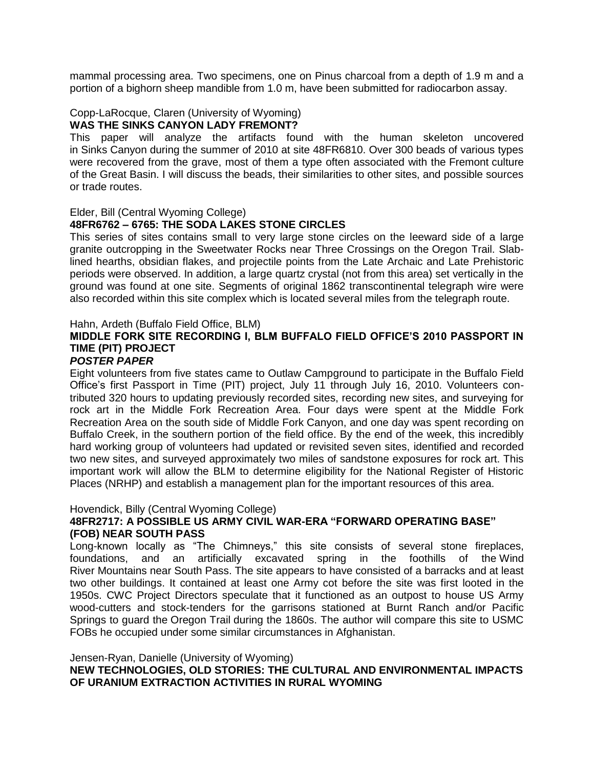mammal processing area. Two specimens, one on Pinus charcoal from a depth of 1.9 m and a portion of a bighorn sheep mandible from 1.0 m, have been submitted for radiocarbon assay.

Copp-LaRocque, Claren (University of Wyoming)

**WAS THE SINKS CANYON LADY FREMONT?**

This paper will analyze the artifacts found with the human skeleton uncovered in Sinks Canyon during the summer of 2010 at site 48FR6810. Over 300 beads of various types were recovered from the grave, most of them a type often associated with the Fremont culture of the Great Basin. I will discuss the beads, their similarities to other sites, and possible sources or trade routes.

Elder, Bill (Central Wyoming College)

**48FR6762 – 6765: THE SODA LAKES STONE CIRCLES**

This series of sites contains small to very large stone circles on the leeward side of a large granite outcropping in the Sweetwater Rocks near Three Crossings on the Oregon Trail. Slab-lined hearths, obsidian flakes, and projectile points from the Late Archaic and Late Prehistoric periods were observed. In addition, a large quartz crystal (not from this area) set vertically in the ground was found at one site. Segments of original 1862 transcontinental telegraph wire were also recorded within this site complex which is located several miles from the telegraph route.

Hahn, Ardeth (Buffalo Field Office, BLM)

**MIDDLE FORK SITE RECORDING I, BLM BUFFALO FIELD OFFICE'S 2010 PASSPORT IN TIME (PIT) PROJECT**

***POSTER PAPER***

Eight volunteers from five states came to Outlaw Campground to participate in the Buffalo Field Office's first Passport in Time (PIT) project, July 11 through July 16, 2010. Volunteers contributed 320 hours to updating previously recorded sites, recording new sites, and surveying for rock art in the Middle Fork Recreation Area. Four days were spent at the Middle Fork Recreation Area on the south side of Middle Fork Canyon, and one day was spent recording on Buffalo Creek, in the southern portion of the field office. By the end of the week, this incredibly hard working group of volunteers had updated or revisited seven sites, identified and recorded two new sites, and surveyed approximately two miles of sandstone exposures for rock art. This important work will allow the BLM to determine eligibility for the National Register of Historic Places (NRHP) and establish a management plan for the important resources of this area.

Hovendick, Billy (Central Wyoming College)

**48FR2717: A POSSIBLE US ARMY CIVIL WAR-ERA "FORWARD OPERATING BASE" (FOB) NEAR SOUTH PASS**

Long-known locally as "The Chimneys," this site consists of several stone fireplaces, foundations, and an artificially excavated spring in the foothills of the Wind River Mountains near South Pass. The site appears to have consisted of a barracks and at least two other buildings. It contained at least one Army cot before the site was first looted in the 1950s. CWC Project Directors speculate that it functioned as an outpost to house US Army wood-cutters and stock-tenders for the garrisons stationed at Burnt Ranch and/or Pacific Springs to guard the Oregon Trail during the 1860s. The author will compare this site to USMC FOBs he occupied under some similar circumstances in Afghanistan.

Jensen-Ryan, Danielle (University of Wyoming)

**NEW TECHNOLOGIES, OLD STORIES: THE CULTURAL AND ENVIRONMENTAL IMPACTS OF URANIUM EXTRACTION ACTIVITIES IN RURAL WYOMING**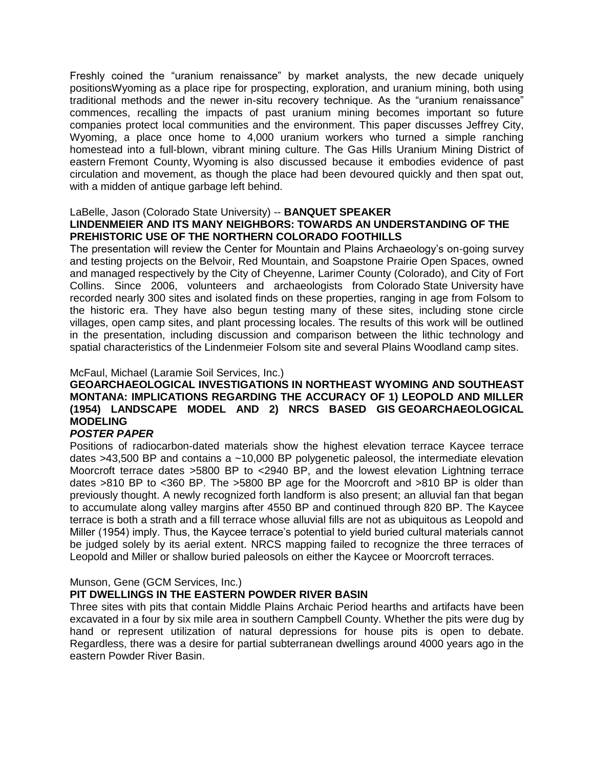Freshly coined the “uranium renaissance” by market analysts, the new decade uniquely positionsWyoming as a place ripe for prospecting, exploration, and uranium mining, both using traditional methods and the newer in-situ recovery technique. As the “uranium renaissance” commences, recalling the impacts of past uranium mining becomes important so future companies protect local communities and the environment. This paper discusses Jeffrey City, Wyoming, a place once home to 4,000 uranium workers who turned a simple ranching homestead into a full-blown, vibrant mining culture. The Gas Hills Uranium Mining District of eastern Fremont County, Wyoming is also discussed because it embodies evidence of past circulation and movement, as though the place had been devoured quickly and then spat out, with a midden of antique garbage left behind.

LaBelle, Jason (Colorado State University) -- **BANQUET SPEAKER**

**LINDENMEIER AND ITS MANY NEIGHBORS: TOWARDS AN UNDERSTANDING OF THE PREHISTORIC USE OF THE NORTHERN COLORADO FOOTHILLS**

The presentation will review the Center for Mountain and Plains Archaeology’s on-going survey and testing projects on the Belvoir, Red Mountain, and Soapstone Prairie Open Spaces, owned and managed respectively by the City of Cheyenne, Larimer County (Colorado), and City of Fort Collins. Since 2006, volunteers and archaeologists from Colorado State University have recorded nearly 300 sites and isolated finds on these properties, ranging in age from Folsom to the historic era. They have also begun testing many of these sites, including stone circle villages, open camp sites, and plant processing locales. The results of this work will be outlined in the presentation, including discussion and comparison between the lithic technology and spatial characteristics of the Lindenmeier Folsom site and several Plains Woodland camp sites.

McFaul, Michael (Laramie Soil Services, Inc.)

**GEOARCHAEOLOGICAL INVESTIGATIONS IN NORTHEAST WYOMING AND SOUTHEAST MONTANA: IMPLICATIONS REGARDING THE ACCURACY OF 1) LEOPOLD AND MILLER (1954) LANDSCAPE MODEL AND 2) NRCS BASED GIS GEOARCHAEOLOGICAL MODELING**

***POSTER PAPER***

Positions of radiocarbon-dated materials show the highest elevation terrace Kaycee terrace dates >43,500 BP and contains a ~10,000 BP polygenetic paleosol, the intermediate elevation Moorcroft terrace dates >5800 BP to <2940 BP, and the lowest elevation Lightning terrace dates >810 BP to <360 BP. The >5800 BP age for the Moorcroft and >810 BP is older than previously thought. A newly recognized forth landform is also present; an alluvial fan that began to accumulate along valley margins after 4550 BP and continued through 820 BP. The Kaycee terrace is both a strath and a fill terrace whose alluvial fills are not as ubiquitous as Leopold and Miller (1954) imply. Thus, the Kaycee terrace’s potential to yield buried cultural materials cannot be judged solely by its aerial extent. NRCS mapping failed to recognize the three terraces of Leopold and Miller or shallow buried paleosols on either the Kaycee or Moorcroft terraces.

Munson, Gene (GCM Services, Inc.)

**PIT DWELLINGS IN THE EASTERN POWDER RIVER BASIN**

Three sites with pits that contain Middle Plains Archaic Period hearths and artifacts have been excavated in a four by six mile area in southern Campbell County. Whether the pits were dug by hand or represent utilization of natural depressions for house pits is open to debate. Regardless, there was a desire for partial subterranean dwellings around 4000 years ago in the eastern Powder River Basin.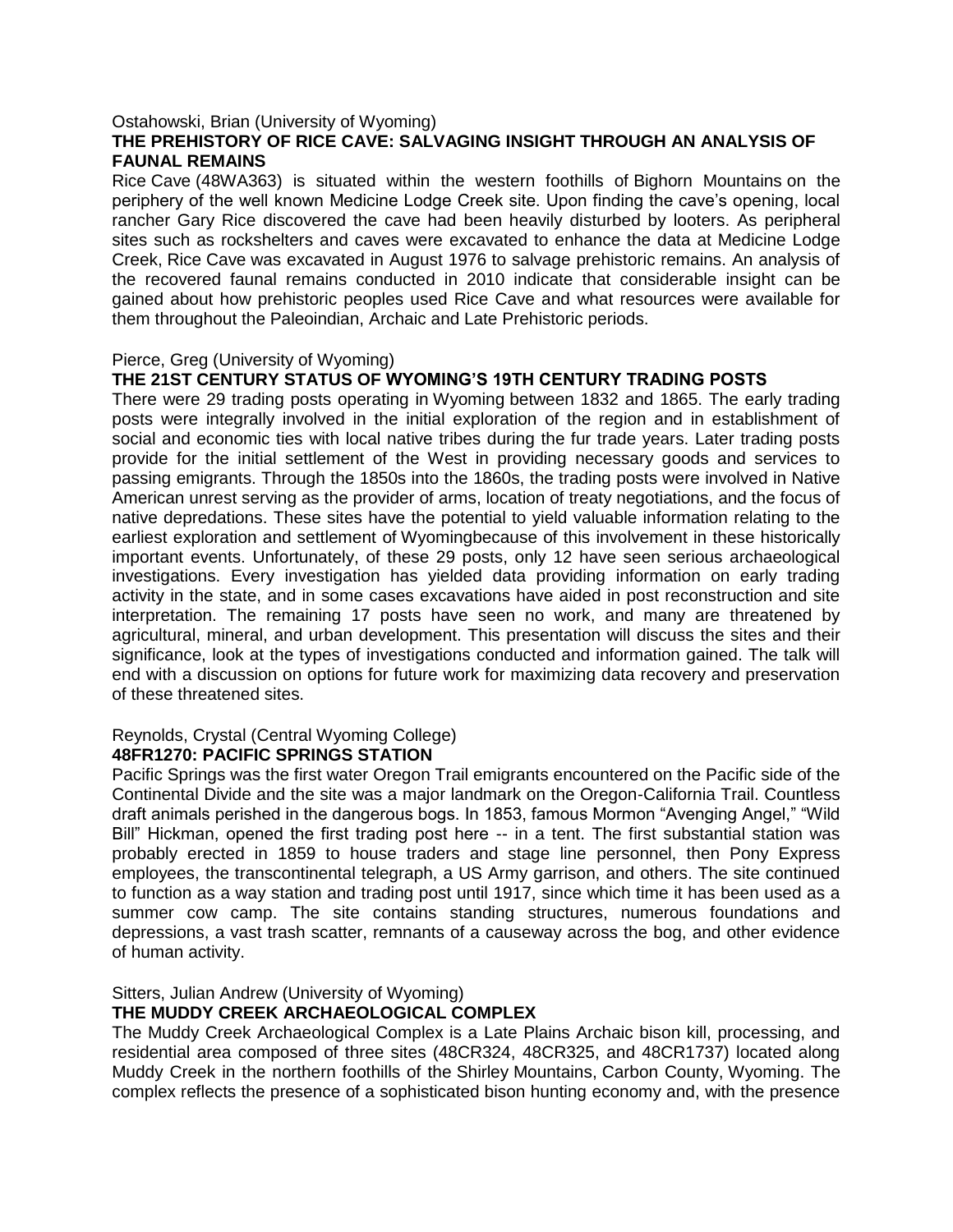Ostahowski, Brian (University of Wyoming)

**THE PREHISTORY OF RICE CAVE: SALVAGING INSIGHT THROUGH AN ANALYSIS OF FAUNAL REMAINS**

Rice Cave (48WA363) is situated within the western foothills of Bighorn Mountains on the periphery of the well known Medicine Lodge Creek site. Upon finding the cave's opening, local rancher Gary Rice discovered the cave had been heavily disturbed by looters. As peripheral sites such as rockshelters and caves were excavated to enhance the data at Medicine Lodge Creek, Rice Cave was excavated in August 1976 to salvage prehistoric remains. An analysis of the recovered faunal remains conducted in 2010 indicate that considerable insight can be gained about how prehistoric peoples used Rice Cave and what resources were available for them throughout the Paleoindian, Archaic and Late Prehistoric periods.

Pierce, Greg (University of Wyoming)

**THE 21ST CENTURY STATUS OF WYOMING'S 19TH CENTURY TRADING POSTS**

There were 29 trading posts operating in Wyoming between 1832 and 1865. The early trading posts were integrally involved in the initial exploration of the region and in establishment of social and economic ties with local native tribes during the fur trade years. Later trading posts provide for the initial settlement of the West in providing necessary goods and services to passing emigrants. Through the 1850s into the 1860s, the trading posts were involved in Native American unrest serving as the provider of arms, location of treaty negotiations, and the focus of native depredations. These sites have the potential to yield valuable information relating to the earliest exploration and settlement of Wyomingbecause of this involvement in these historically important events. Unfortunately, of these 29 posts, only 12 have seen serious archaeological investigations. Every investigation has yielded data providing information on early trading activity in the state, and in some cases excavations have aided in post reconstruction and site interpretation. The remaining 17 posts have seen no work, and many are threatened by agricultural, mineral, and urban development. This presentation will discuss the sites and their significance, look at the types of investigations conducted and information gained. The talk will end with a discussion on options for future work for maximizing data recovery and preservation of these threatened sites.

Reynolds, Crystal (Central Wyoming College)

**48FR1270: PACIFIC SPRINGS STATION**

Pacific Springs was the first water Oregon Trail emigrants encountered on the Pacific side of the Continental Divide and the site was a major landmark on the Oregon-California Trail. Countless draft animals perished in the dangerous bogs. In 1853, famous Mormon "Avenging Angel," "Wild Bill" Hickman, opened the first trading post here -- in a tent. The first substantial station was probably erected in 1859 to house traders and stage line personnel, then Pony Express employees, the transcontinental telegraph, a US Army garrison, and others. The site continued to function as a way station and trading post until 1917, since which time it has been used as a summer cow camp. The site contains standing structures, numerous foundations and depressions, a vast trash scatter, remnants of a causeway across the bog, and other evidence of human activity.

Sitters, Julian Andrew (University of Wyoming)

**THE MUDDY CREEK ARCHAEOLOGICAL COMPLEX**

The Muddy Creek Archaeological Complex is a Late Plains Archaic bison kill, processing, and residential area composed of three sites (48CR324, 48CR325, and 48CR1737) located along Muddy Creek in the northern foothills of the Shirley Mountains, Carbon County, Wyoming. The complex reflects the presence of a sophisticated bison hunting economy and, with the presence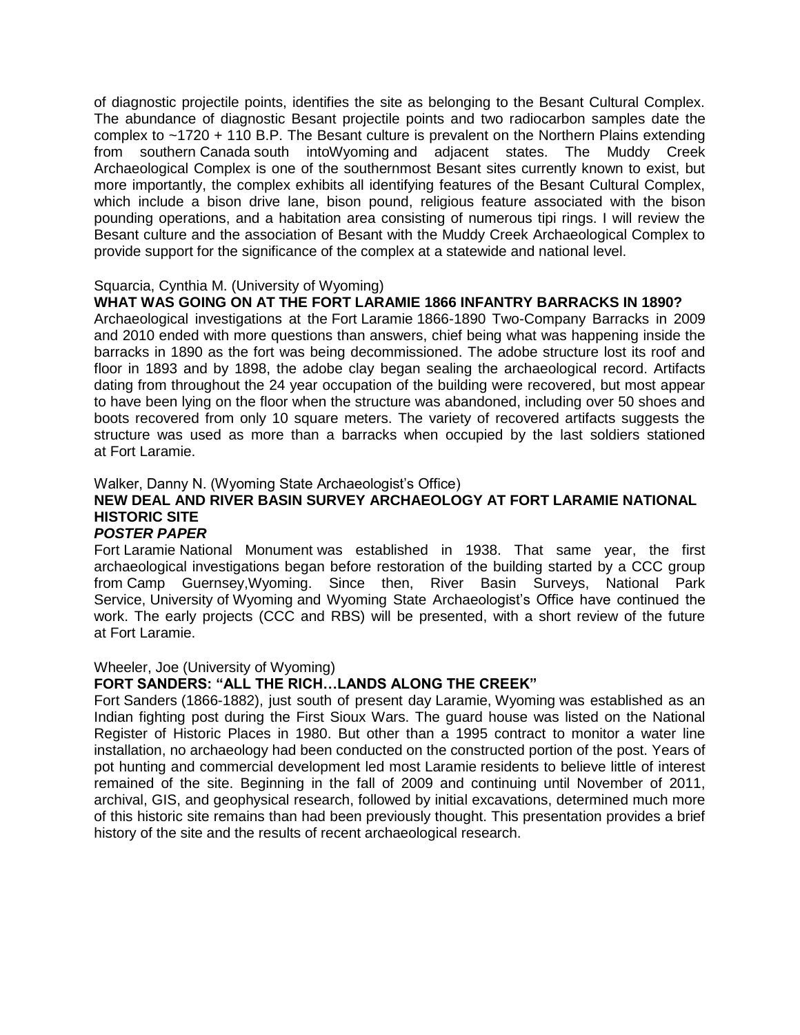of diagnostic projectile points, identifies the site as belonging to the Besant Cultural Complex. The abundance of diagnostic Besant projectile points and two radiocarbon samples date the complex to ~1720 + 110 B.P. The Besant culture is prevalent on the Northern Plains extending from southern Canada south intoWyoming and adjacent states. The Muddy Creek Archaeological Complex is one of the southernmost Besant sites currently known to exist, but more importantly, the complex exhibits all identifying features of the Besant Cultural Complex, which include a bison drive lane, bison pound, religious feature associated with the bison pounding operations, and a habitation area consisting of numerous tipi rings. I will review the Besant culture and the association of Besant with the Muddy Creek Archaeological Complex to provide support for the significance of the complex at a statewide and national level.

Squarcia, Cynthia M. (University of Wyoming)

**WHAT WAS GOING ON AT THE FORT LARAMIE 1866 INFANTRY BARRACKS IN 1890?**

Archaeological investigations at the Fort Laramie 1866-1890 Two-Company Barracks in 2009 and 2010 ended with more questions than answers, chief being what was happening inside the barracks in 1890 as the fort was being decommissioned. The adobe structure lost its roof and floor in 1893 and by 1898, the adobe clay began sealing the archaeological record. Artifacts dating from throughout the 24 year occupation of the building were recovered, but most appear to have been lying on the floor when the structure was abandoned, including over 50 shoes and boots recovered from only 10 square meters. The variety of recovered artifacts suggests the structure was used as more than a barracks when occupied by the last soldiers stationed at Fort Laramie.

Walker, Danny N. (Wyoming State Archaeologist's Office)

**NEW DEAL AND RIVER BASIN SURVEY ARCHAEOLOGY AT FORT LARAMIE NATIONAL HISTORIC SITE**

***POSTER PAPER***

Fort Laramie National Monument was established in 1938. That same year, the first archaeological investigations began before restoration of the building started by a CCC group from Camp Guernsey,Wyoming. Since then, River Basin Surveys, National Park Service, University of Wyoming and Wyoming State Archaeologist's Office have continued the work. The early projects (CCC and RBS) will be presented, with a short review of the future at Fort Laramie.

Wheeler, Joe (University of Wyoming)

**FORT SANDERS: "ALL THE RICH…LANDS ALONG THE CREEK"**

Fort Sanders (1866-1882), just south of present day Laramie, Wyoming was established as an Indian fighting post during the First Sioux Wars. The guard house was listed on the National Register of Historic Places in 1980. But other than a 1995 contract to monitor a water line installation, no archaeology had been conducted on the constructed portion of the post. Years of pot hunting and commercial development led most Laramie residents to believe little of interest remained of the site. Beginning in the fall of 2009 and continuing until November of 2011, archival, GIS, and geophysical research, followed by initial excavations, determined much more of this historic site remains than had been previously thought. This presentation provides a brief history of the site and the results of recent archaeological research.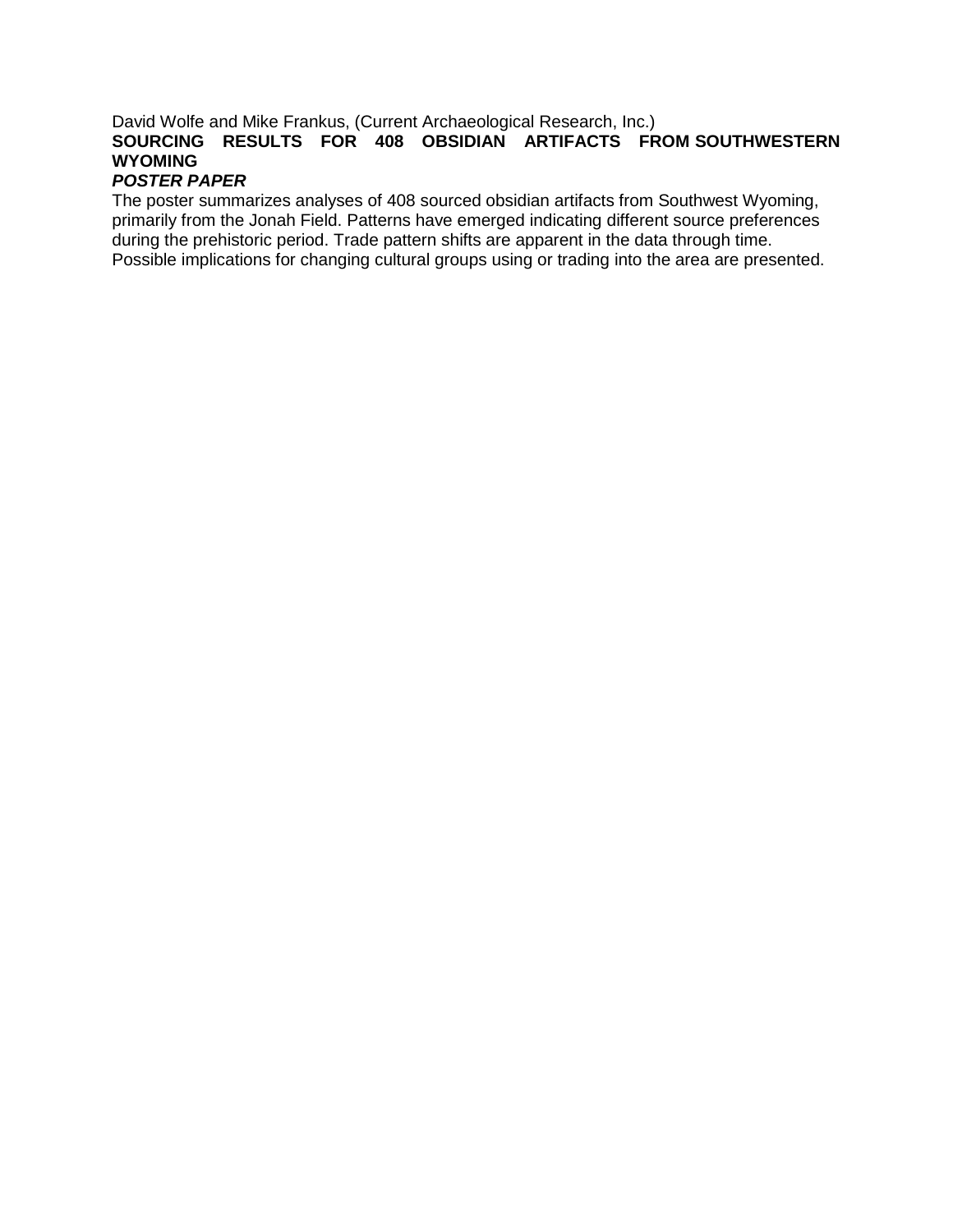David Wolfe and Mike Frankus, (Current Archaeological Research, Inc.)

**SOURCING RESULTS FOR 408 OBSIDIAN ARTIFACTS FROM SOUTHWESTERN WYOMING**

***POSTER PAPER***

The poster summarizes analyses of 408 sourced obsidian artifacts from Southwest Wyoming, primarily from the Jonah Field. Patterns have emerged indicating different source preferences during the prehistoric period. Trade pattern shifts are apparent in the data through time. Possible implications for changing cultural groups using or trading into the area are presented.